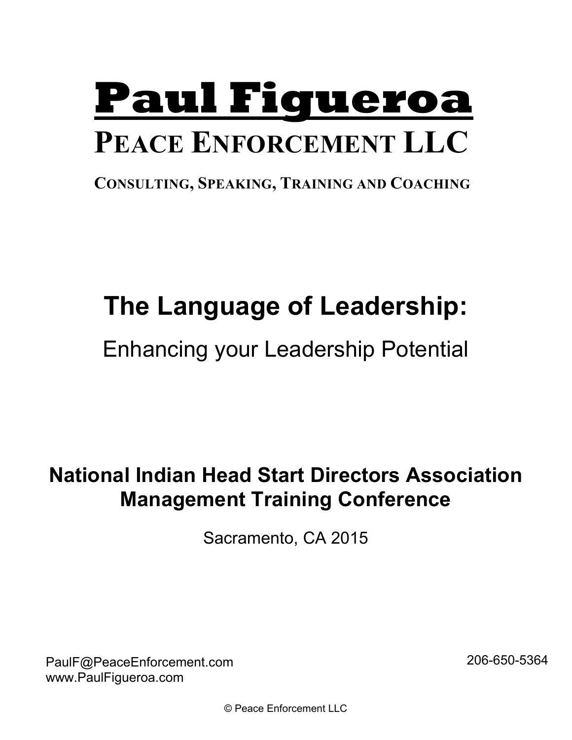# Paul Figueroa

## Peace Enforcement LLC

**Consulting, Speaking, Training and Coaching**

# The Language of Leadership:

## Enhancing your Leadership Potential

**National Indian Head Start Directors Association Management Training Conference**

Sacramento, CA 2015

PaulF@PeaceEnforcement.com
www.PaulFigueroa.com

206-650-5364

© Peace Enforcement LLC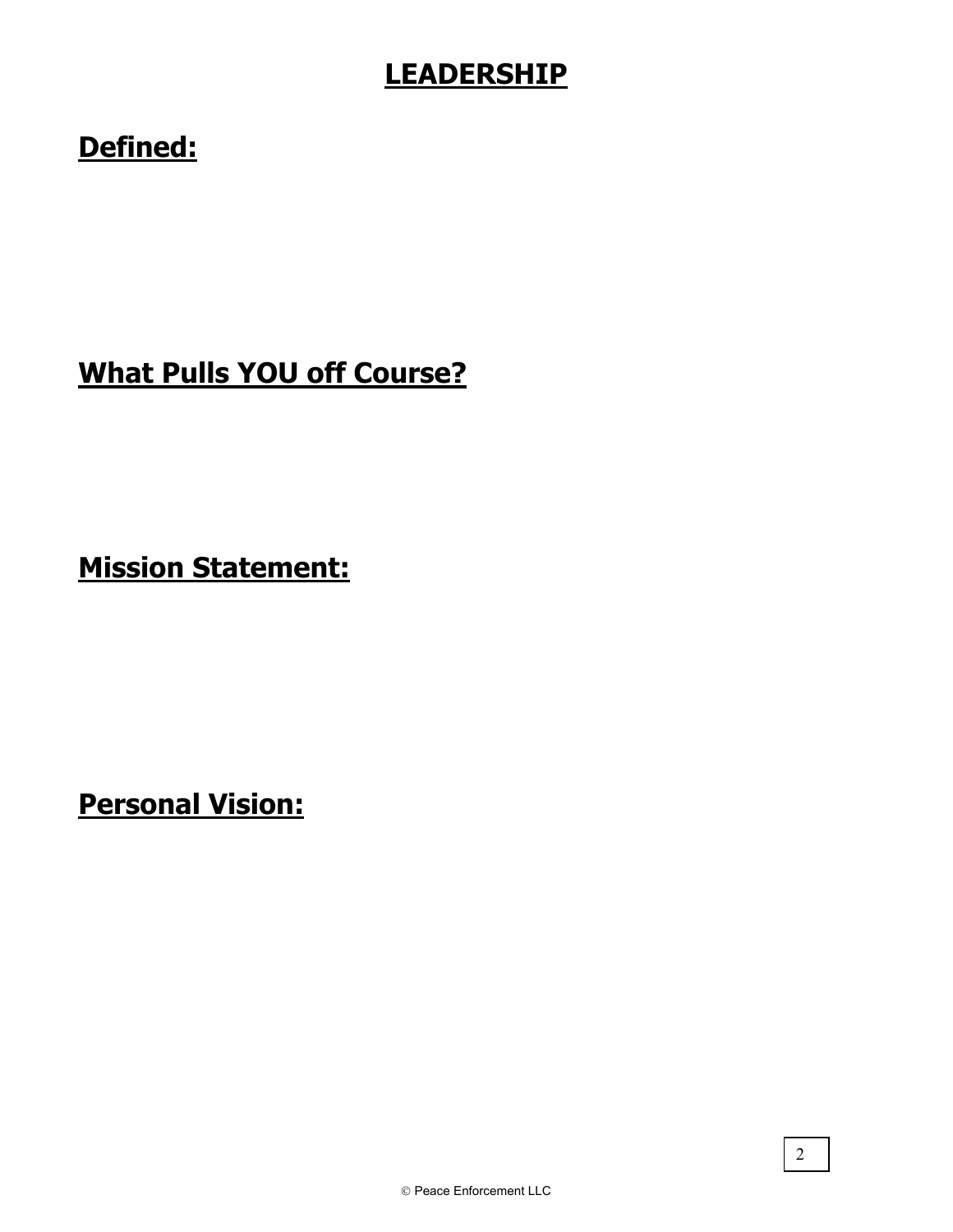# LEADERSHIP

## Defined:

## What Pulls YOU off Course?

## Mission Statement:

## Personal Vision: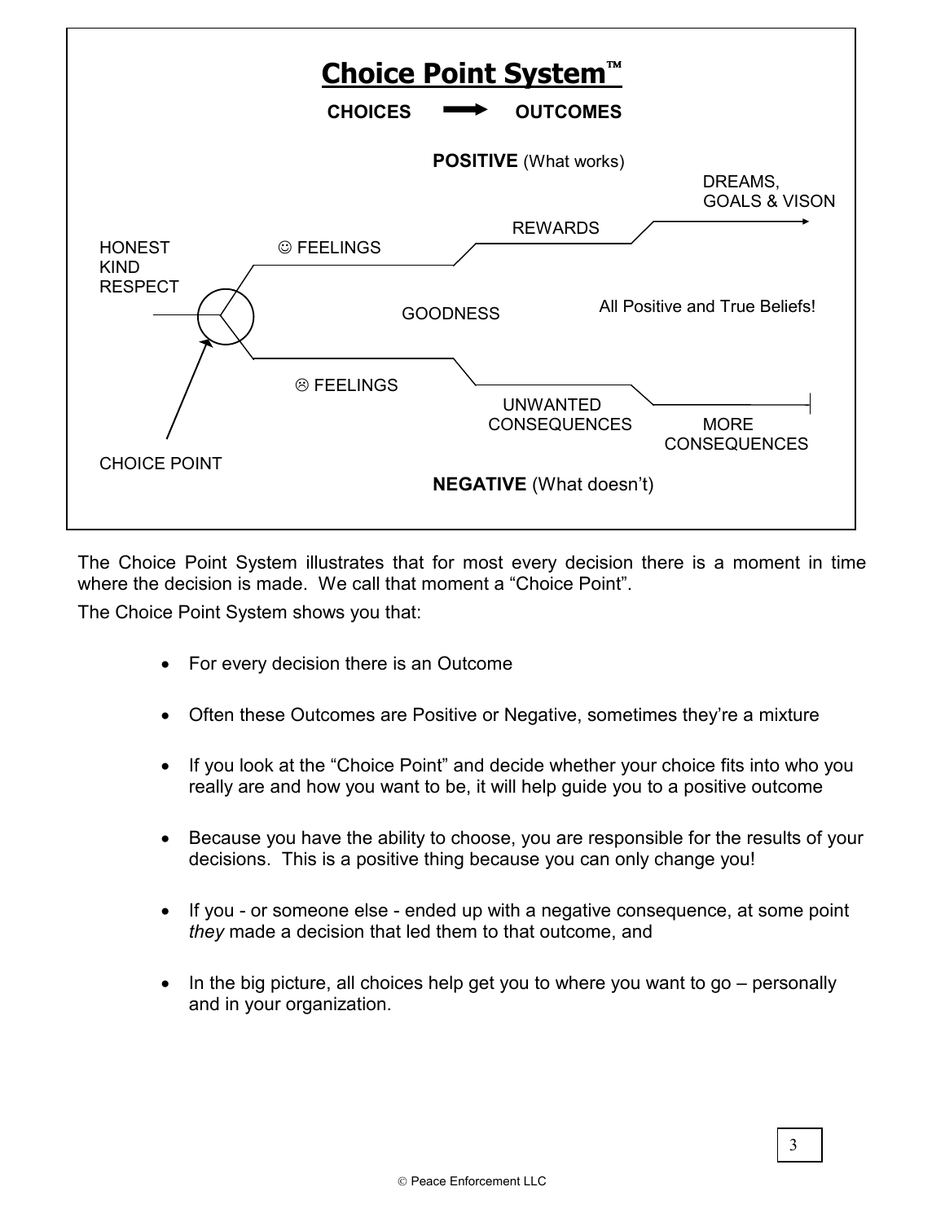## Choice Point System™

**CHOICES ➡ OUTCOMES**

**POSITIVE** (What works)

HONEST
KIND
RESPECT

☺ FEELINGS

REWARDS

DREAMS,
GOALS & VISON

GOODNESS

All Positive and True Beliefs!

☹ FEELINGS

UNWANTED
CONSEQUENCES

MORE
CONSEQUENCES

CHOICE POINT

**NEGATIVE** (What doesn't)

The Choice Point System illustrates that for most every decision there is a moment in time where the decision is made. We call that moment a "Choice Point".

The Choice Point System shows you that:

- For every decision there is an Outcome
- Often these Outcomes are Positive or Negative, sometimes they're a mixture
- If you look at the "Choice Point" and decide whether your choice fits into who you really are and how you want to be, it will help guide you to a positive outcome
- Because you have the ability to choose, you are responsible for the results of your decisions. This is a positive thing because you can only change you!
- If you - or someone else - ended up with a negative consequence, at some point *they* made a decision that led them to that outcome, and
- In the big picture, all choices help get you to where you want to go – personally and in your organization.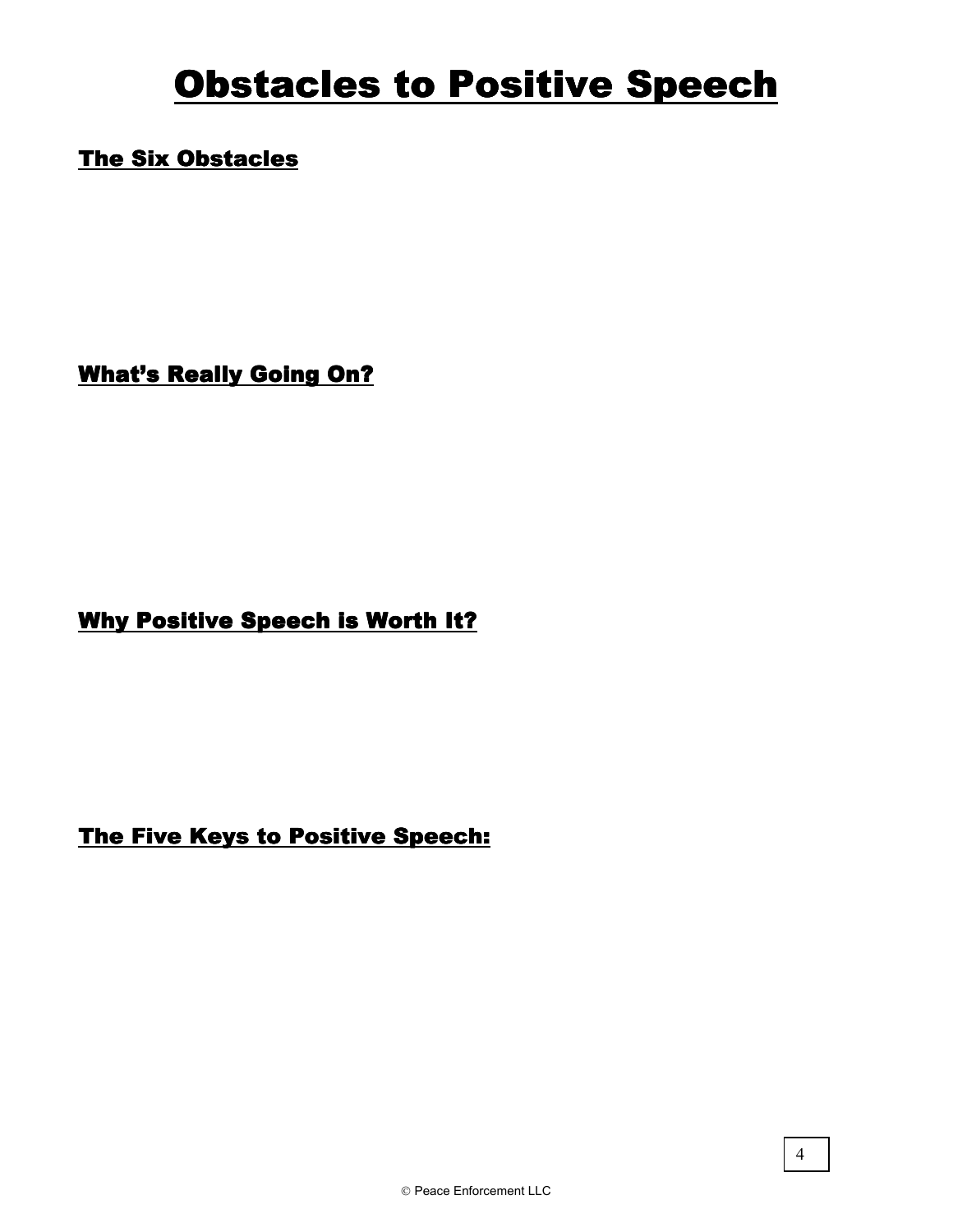# Obstacles to Positive Speech

## The Six Obstacles

## What's Really Going On?

## Why Positive Speech is Worth It?

## The Five Keys to Positive Speech:

© Peace Enforcement LLC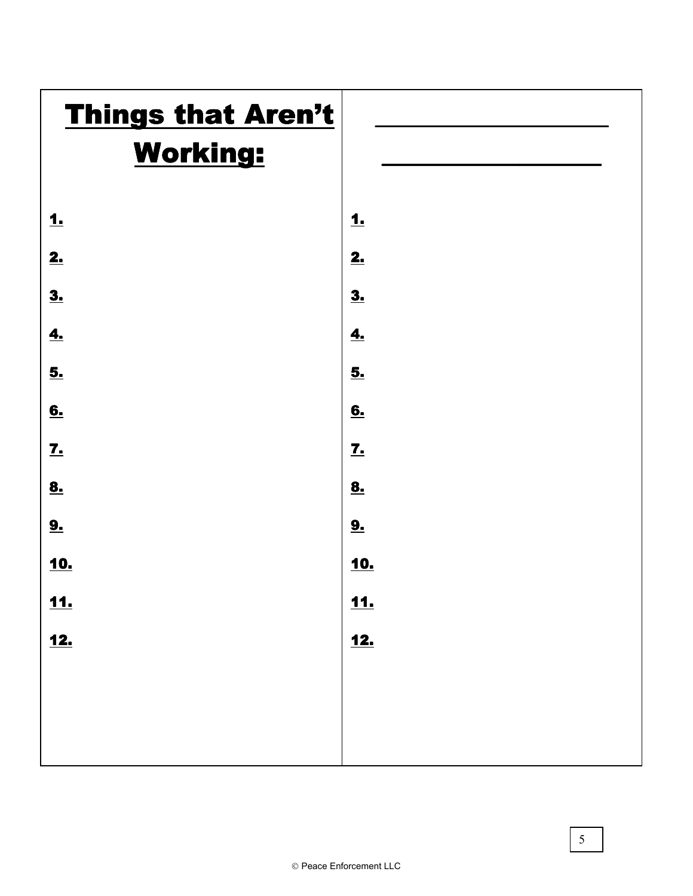| **Things that Aren't Working:** | \_\_\_\_\_\_\_\_\_\_\_\_\_\_\_\_\_\_\_\_ \_\_\_\_\_\_\_\_\_\_\_\_\_\_\_\_\_\_\_\_ |
| --- | --- |
| **1.** | **1.** |
| **2.** | **2.** |
| **3.** | **3.** |
| **4.** | **4.** |
| **5.** | **5.** |
| **6.** | **6.** |
| **7.** | **7.** |
| **8.** | **8.** |
| **9.** | **9.** |
| **10.** | **10.** |
| **11.** | **11.** |
| **12.** | **12.** |

© Peace Enforcement LLC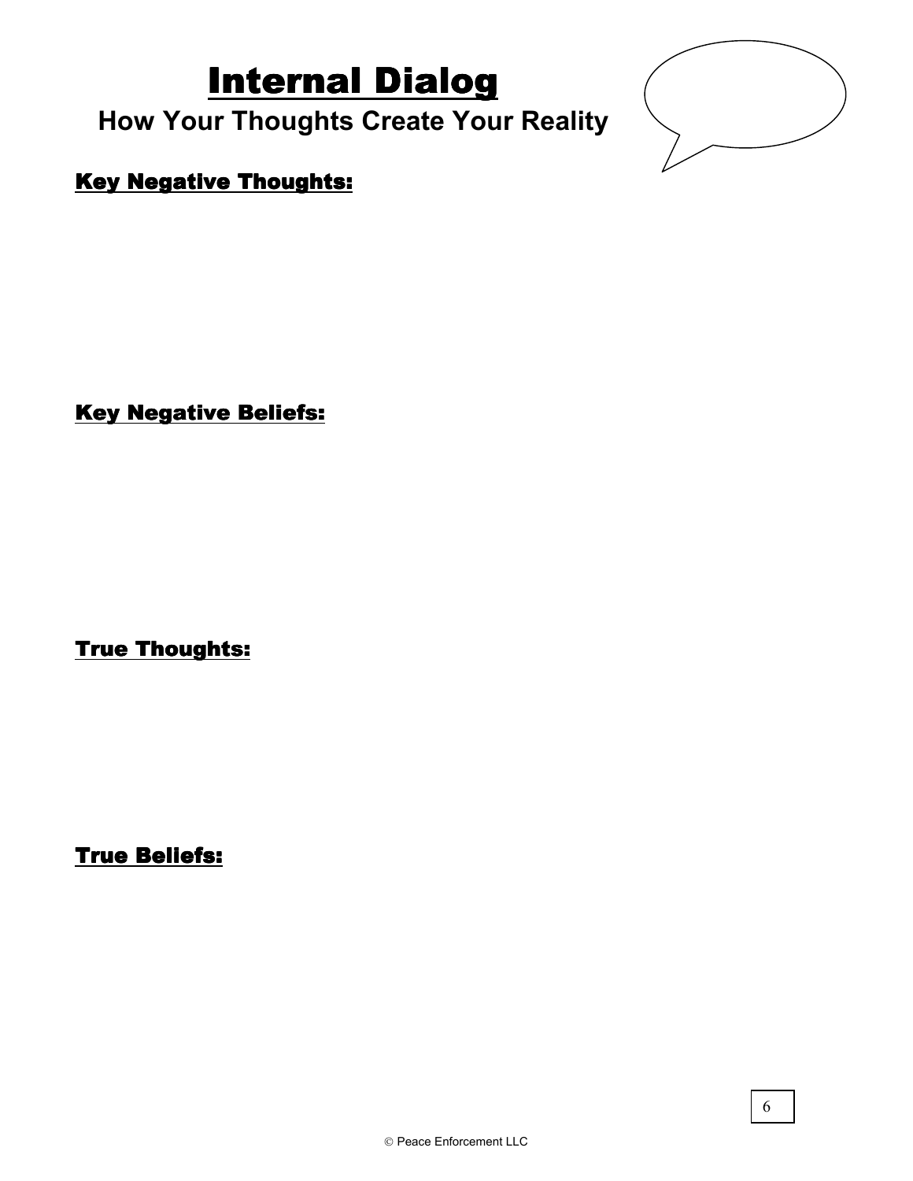# Internal Dialog

## How Your Thoughts Create Your Reality

**Key Negative Thoughts:**

**Key Negative Beliefs:**

**True Thoughts:**

**True Beliefs:**

© Peace Enforcement LLC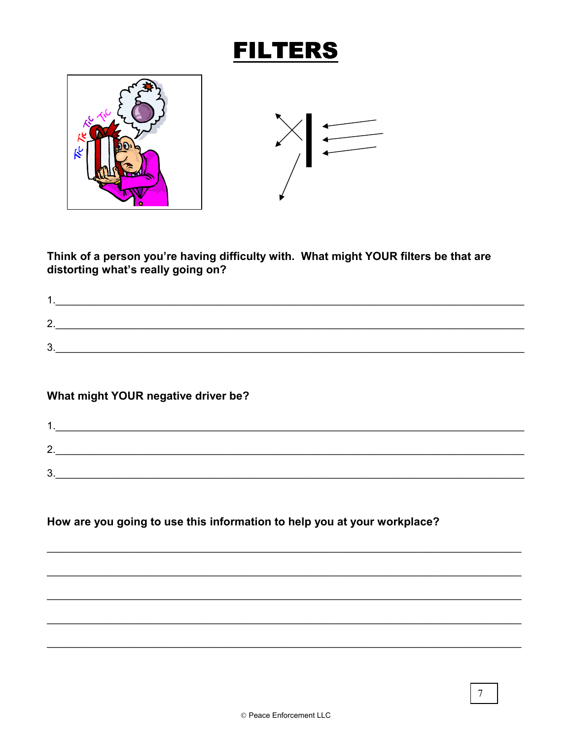# FILTERS

**Think of a person you're having difficulty with. What might YOUR filters be that are distorting what's really going on?**

1.\_\_\_\_\_\_\_\_\_\_\_\_\_\_\_\_\_\_\_\_\_\_\_\_\_\_\_\_\_\_\_\_\_\_\_\_\_\_\_\_\_\_\_\_\_\_\_\_\_\_\_\_\_\_\_\_\_\_\_\_\_\_\_\_\_\_\_\_\_\_\_\_

2.\_\_\_\_\_\_\_\_\_\_\_\_\_\_\_\_\_\_\_\_\_\_\_\_\_\_\_\_\_\_\_\_\_\_\_\_\_\_\_\_\_\_\_\_\_\_\_\_\_\_\_\_\_\_\_\_\_\_\_\_\_\_\_\_\_\_\_\_\_\_\_\_

3.\_\_\_\_\_\_\_\_\_\_\_\_\_\_\_\_\_\_\_\_\_\_\_\_\_\_\_\_\_\_\_\_\_\_\_\_\_\_\_\_\_\_\_\_\_\_\_\_\_\_\_\_\_\_\_\_\_\_\_\_\_\_\_\_\_\_\_\_\_\_\_\_

**What might YOUR negative driver be?**

1.\_\_\_\_\_\_\_\_\_\_\_\_\_\_\_\_\_\_\_\_\_\_\_\_\_\_\_\_\_\_\_\_\_\_\_\_\_\_\_\_\_\_\_\_\_\_\_\_\_\_\_\_\_\_\_\_\_\_\_\_\_\_\_\_\_\_\_\_\_\_\_\_

2.\_\_\_\_\_\_\_\_\_\_\_\_\_\_\_\_\_\_\_\_\_\_\_\_\_\_\_\_\_\_\_\_\_\_\_\_\_\_\_\_\_\_\_\_\_\_\_\_\_\_\_\_\_\_\_\_\_\_\_\_\_\_\_\_\_\_\_\_\_\_\_\_

3.\_\_\_\_\_\_\_\_\_\_\_\_\_\_\_\_\_\_\_\_\_\_\_\_\_\_\_\_\_\_\_\_\_\_\_\_\_\_\_\_\_\_\_\_\_\_\_\_\_\_\_\_\_\_\_\_\_\_\_\_\_\_\_\_\_\_\_\_\_\_\_\_

**How are you going to use this information to help you at your workplace?**

\_\_\_\_\_\_\_\_\_\_\_\_\_\_\_\_\_\_\_\_\_\_\_\_\_\_\_\_\_\_\_\_\_\_\_\_\_\_\_\_\_\_\_\_\_\_\_\_\_\_\_\_\_\_\_\_\_\_\_\_\_\_\_\_\_\_\_\_\_\_\_\_\_

\_\_\_\_\_\_\_\_\_\_\_\_\_\_\_\_\_\_\_\_\_\_\_\_\_\_\_\_\_\_\_\_\_\_\_\_\_\_\_\_\_\_\_\_\_\_\_\_\_\_\_\_\_\_\_\_\_\_\_\_\_\_\_\_\_\_\_\_\_\_\_\_\_

\_\_\_\_\_\_\_\_\_\_\_\_\_\_\_\_\_\_\_\_\_\_\_\_\_\_\_\_\_\_\_\_\_\_\_\_\_\_\_\_\_\_\_\_\_\_\_\_\_\_\_\_\_\_\_\_\_\_\_\_\_\_\_\_\_\_\_\_\_\_\_\_\_

\_\_\_\_\_\_\_\_\_\_\_\_\_\_\_\_\_\_\_\_\_\_\_\_\_\_\_\_\_\_\_\_\_\_\_\_\_\_\_\_\_\_\_\_\_\_\_\_\_\_\_\_\_\_\_\_\_\_\_\_\_\_\_\_\_\_\_\_\_\_\_\_\_

\_\_\_\_\_\_\_\_\_\_\_\_\_\_\_\_\_\_\_\_\_\_\_\_\_\_\_\_\_\_\_\_\_\_\_\_\_\_\_\_\_\_\_\_\_\_\_\_\_\_\_\_\_\_\_\_\_\_\_\_\_\_\_\_\_\_\_\_\_\_\_\_\_

© Peace Enforcement LLC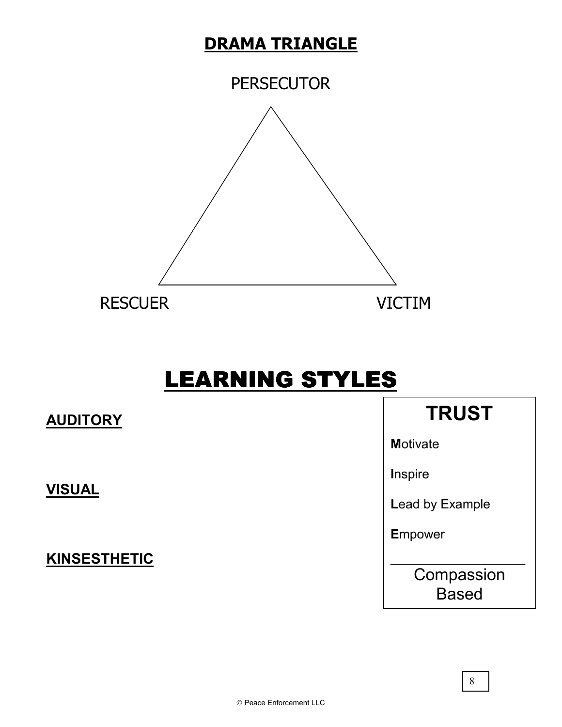## DRAMA TRIANGLE

PERSECUTOR

RESCUER

VICTIM

# LEARNING STYLES

**AUDITORY**

**VISUAL**

**KINSESTHETIC**

## TRUST

**M**otivate

**I**nspire

**L**ead by Example

**E**mpower

Compassion Based

© Peace Enforcement LLC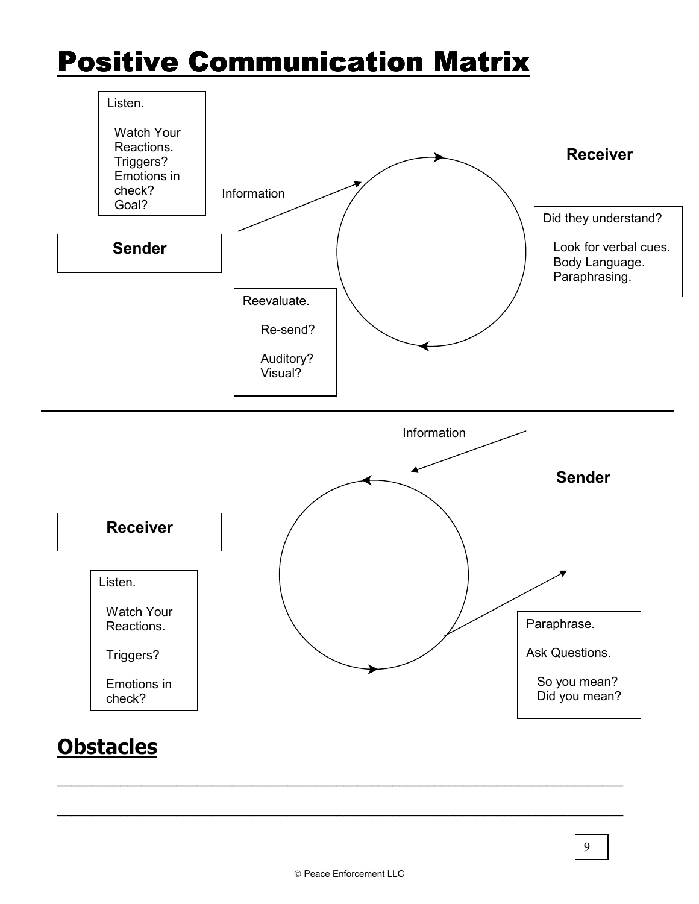# Positive Communication Matrix

Listen.

- Watch Your Reactions.
- Triggers?
- Emotions in check?
- Goal?

**Sender**

Information

**Receiver**

Did they understand?

- Look for verbal cues.
- Body Language.
- Paraphrasing.

Reevaluate.

- Re-send?
- Auditory? Visual?

---

Information

**Sender**

**Receiver**

Listen.

- Watch Your Reactions.
- Triggers?
- Emotions in check?

Paraphrase.

Ask Questions.

- So you mean?
- Did you mean?

## Obstacles

___________________________________________________________________

___________________________________________________________________

© Peace Enforcement LLC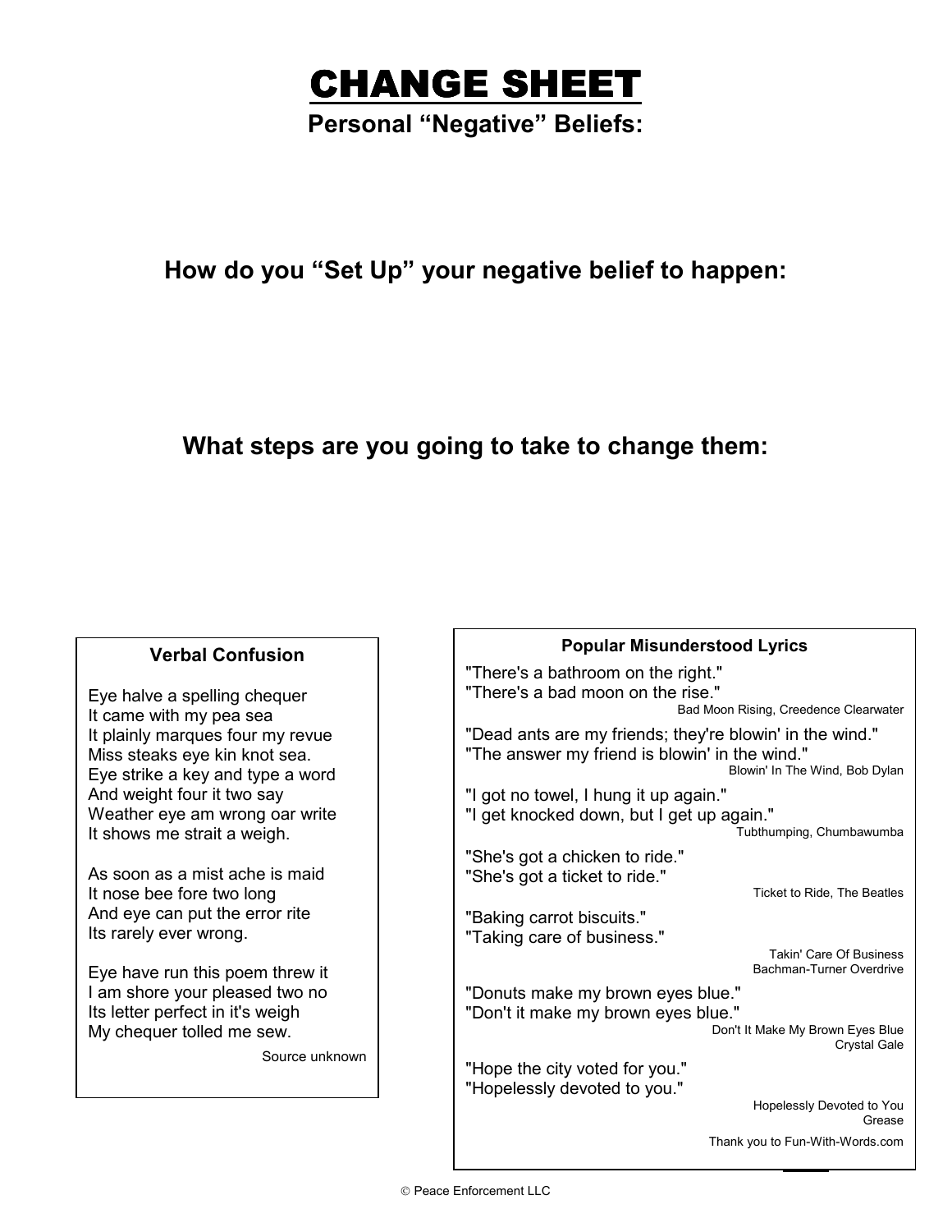# CHANGE SHEET

## Personal "Negative" Beliefs:

## How do you "Set Up" your negative belief to happen:

## What steps are you going to take to change them:

### Verbal Confusion

Eye halve a spelling chequer
It came with my pea sea
It plainly marques four my revue
Miss steaks eye kin knot sea.
Eye strike a key and type a word
And weight four it two say
Weather eye am wrong oar write
It shows me strait a weigh.

As soon as a mist ache is maid
It nose bee fore two long
And eye can put the error rite
Its rarely ever wrong.

Eye have run this poem threw it
I am shore your pleased two no
Its letter perfect in it's weigh
My chequer tolled me sew.

Source unknown

### Popular Misunderstood Lyrics

"There's a bathroom on the right."
"There's a bad moon on the rise."
Bad Moon Rising, Creedence Clearwater

"Dead ants are my friends; they're blowin' in the wind."
"The answer my friend is blowin' in the wind."
Blowin' In The Wind, Bob Dylan

"I got no towel, I hung it up again."
"I get knocked down, but I get up again."
Tubthumping, Chumbawumba

"She's got a chicken to ride."
"She's got a ticket to ride."
Ticket to Ride, The Beatles

"Baking carrot biscuits."
"Taking care of business."
Takin' Care Of Business
Bachman-Turner Overdrive

"Donuts make my brown eyes blue."
"Don't it make my brown eyes blue."
Don't It Make My Brown Eyes Blue
Crystal Gale

"Hope the city voted for you."
"Hopelessly devoted to you."
Hopelessly Devoted to You
Grease

Thank you to Fun-With-Words.com

© Peace Enforcement LLC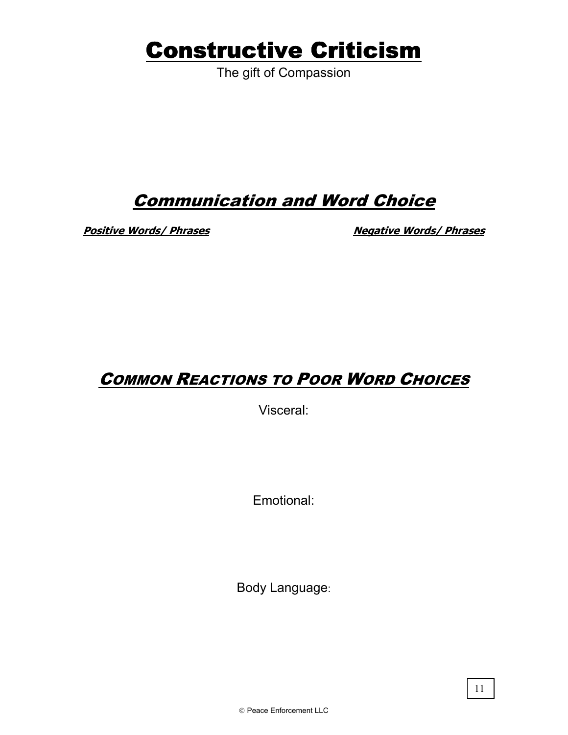# Constructive Criticism

The gift of Compassion

## *Communication and Word Choice*

| ***Positive Words/ Phrases*** | ***Negative Words/ Phrases*** |
| --- | --- |

## *COMMON REACTIONS TO POOR WORD CHOICES*

Visceral:

Emotional:

Body Language:

© Peace Enforcement LLC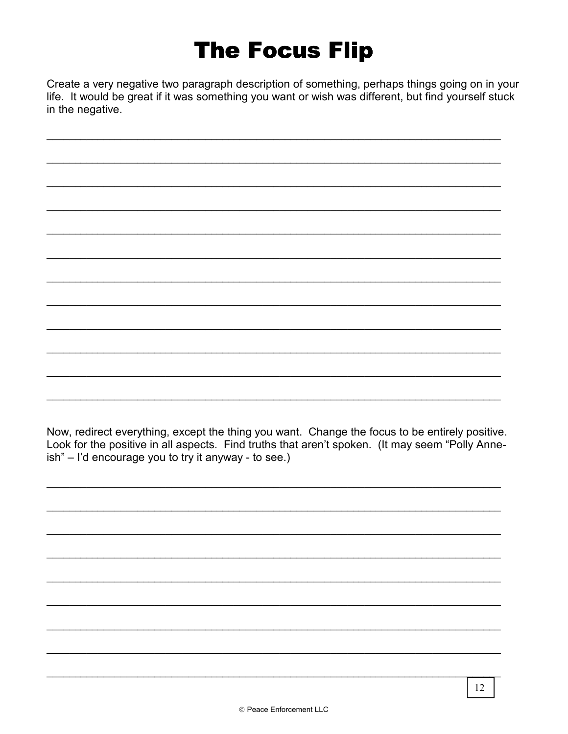# The Focus Flip

Create a very negative two paragraph description of something, perhaps things going on in your life. It would be great if it was something you want or wish was different, but find yourself stuck in the negative.

\_\_\_\_\_\_\_\_\_\_\_\_\_\_\_\_\_\_\_\_\_\_\_\_\_\_\_\_\_\_\_\_\_\_\_\_\_\_\_\_\_\_\_\_\_\_\_\_\_\_\_\_\_\_\_\_\_\_\_\_\_\_\_\_\_\_

\_\_\_\_\_\_\_\_\_\_\_\_\_\_\_\_\_\_\_\_\_\_\_\_\_\_\_\_\_\_\_\_\_\_\_\_\_\_\_\_\_\_\_\_\_\_\_\_\_\_\_\_\_\_\_\_\_\_\_\_\_\_\_\_\_\_

\_\_\_\_\_\_\_\_\_\_\_\_\_\_\_\_\_\_\_\_\_\_\_\_\_\_\_\_\_\_\_\_\_\_\_\_\_\_\_\_\_\_\_\_\_\_\_\_\_\_\_\_\_\_\_\_\_\_\_\_\_\_\_\_\_\_

\_\_\_\_\_\_\_\_\_\_\_\_\_\_\_\_\_\_\_\_\_\_\_\_\_\_\_\_\_\_\_\_\_\_\_\_\_\_\_\_\_\_\_\_\_\_\_\_\_\_\_\_\_\_\_\_\_\_\_\_\_\_\_\_\_\_

\_\_\_\_\_\_\_\_\_\_\_\_\_\_\_\_\_\_\_\_\_\_\_\_\_\_\_\_\_\_\_\_\_\_\_\_\_\_\_\_\_\_\_\_\_\_\_\_\_\_\_\_\_\_\_\_\_\_\_\_\_\_\_\_\_\_

\_\_\_\_\_\_\_\_\_\_\_\_\_\_\_\_\_\_\_\_\_\_\_\_\_\_\_\_\_\_\_\_\_\_\_\_\_\_\_\_\_\_\_\_\_\_\_\_\_\_\_\_\_\_\_\_\_\_\_\_\_\_\_\_\_\_

\_\_\_\_\_\_\_\_\_\_\_\_\_\_\_\_\_\_\_\_\_\_\_\_\_\_\_\_\_\_\_\_\_\_\_\_\_\_\_\_\_\_\_\_\_\_\_\_\_\_\_\_\_\_\_\_\_\_\_\_\_\_\_\_\_\_

\_\_\_\_\_\_\_\_\_\_\_\_\_\_\_\_\_\_\_\_\_\_\_\_\_\_\_\_\_\_\_\_\_\_\_\_\_\_\_\_\_\_\_\_\_\_\_\_\_\_\_\_\_\_\_\_\_\_\_\_\_\_\_\_\_\_

\_\_\_\_\_\_\_\_\_\_\_\_\_\_\_\_\_\_\_\_\_\_\_\_\_\_\_\_\_\_\_\_\_\_\_\_\_\_\_\_\_\_\_\_\_\_\_\_\_\_\_\_\_\_\_\_\_\_\_\_\_\_\_\_\_\_

\_\_\_\_\_\_\_\_\_\_\_\_\_\_\_\_\_\_\_\_\_\_\_\_\_\_\_\_\_\_\_\_\_\_\_\_\_\_\_\_\_\_\_\_\_\_\_\_\_\_\_\_\_\_\_\_\_\_\_\_\_\_\_\_\_\_

\_\_\_\_\_\_\_\_\_\_\_\_\_\_\_\_\_\_\_\_\_\_\_\_\_\_\_\_\_\_\_\_\_\_\_\_\_\_\_\_\_\_\_\_\_\_\_\_\_\_\_\_\_\_\_\_\_\_\_\_\_\_\_\_\_\_

\_\_\_\_\_\_\_\_\_\_\_\_\_\_\_\_\_\_\_\_\_\_\_\_\_\_\_\_\_\_\_\_\_\_\_\_\_\_\_\_\_\_\_\_\_\_\_\_\_\_\_\_\_\_\_\_\_\_\_\_\_\_\_\_\_\_

Now, redirect everything, except the thing you want. Change the focus to be entirely positive. Look for the positive in all aspects. Find truths that aren't spoken. (It may seem "Polly Anne-ish" – I'd encourage you to try it anyway - to see.)

\_\_\_\_\_\_\_\_\_\_\_\_\_\_\_\_\_\_\_\_\_\_\_\_\_\_\_\_\_\_\_\_\_\_\_\_\_\_\_\_\_\_\_\_\_\_\_\_\_\_\_\_\_\_\_\_\_\_\_\_\_\_\_\_\_\_

\_\_\_\_\_\_\_\_\_\_\_\_\_\_\_\_\_\_\_\_\_\_\_\_\_\_\_\_\_\_\_\_\_\_\_\_\_\_\_\_\_\_\_\_\_\_\_\_\_\_\_\_\_\_\_\_\_\_\_\_\_\_\_\_\_\_

\_\_\_\_\_\_\_\_\_\_\_\_\_\_\_\_\_\_\_\_\_\_\_\_\_\_\_\_\_\_\_\_\_\_\_\_\_\_\_\_\_\_\_\_\_\_\_\_\_\_\_\_\_\_\_\_\_\_\_\_\_\_\_\_\_\_

\_\_\_\_\_\_\_\_\_\_\_\_\_\_\_\_\_\_\_\_\_\_\_\_\_\_\_\_\_\_\_\_\_\_\_\_\_\_\_\_\_\_\_\_\_\_\_\_\_\_\_\_\_\_\_\_\_\_\_\_\_\_\_\_\_\_

\_\_\_\_\_\_\_\_\_\_\_\_\_\_\_\_\_\_\_\_\_\_\_\_\_\_\_\_\_\_\_\_\_\_\_\_\_\_\_\_\_\_\_\_\_\_\_\_\_\_\_\_\_\_\_\_\_\_\_\_\_\_\_\_\_\_

\_\_\_\_\_\_\_\_\_\_\_\_\_\_\_\_\_\_\_\_\_\_\_\_\_\_\_\_\_\_\_\_\_\_\_\_\_\_\_\_\_\_\_\_\_\_\_\_\_\_\_\_\_\_\_\_\_\_\_\_\_\_\_\_\_\_

\_\_\_\_\_\_\_\_\_\_\_\_\_\_\_\_\_\_\_\_\_\_\_\_\_\_\_\_\_\_\_\_\_\_\_\_\_\_\_\_\_\_\_\_\_\_\_\_\_\_\_\_\_\_\_\_\_\_\_\_\_\_\_\_\_\_

\_\_\_\_\_\_\_\_\_\_\_\_\_\_\_\_\_\_\_\_\_\_\_\_\_\_\_\_\_\_\_\_\_\_\_\_\_\_\_\_\_\_\_\_\_\_\_\_\_\_\_\_\_\_\_\_\_\_\_\_\_\_\_\_\_\_

\_\_\_\_\_\_\_\_\_\_\_\_\_\_\_\_\_\_\_\_\_\_\_\_\_\_\_\_\_\_\_\_\_\_\_\_\_\_\_\_\_\_\_\_\_\_\_\_\_\_\_\_\_\_\_\_\_\_\_\_\_\_\_\_\_\_

© Peace Enforcement LLC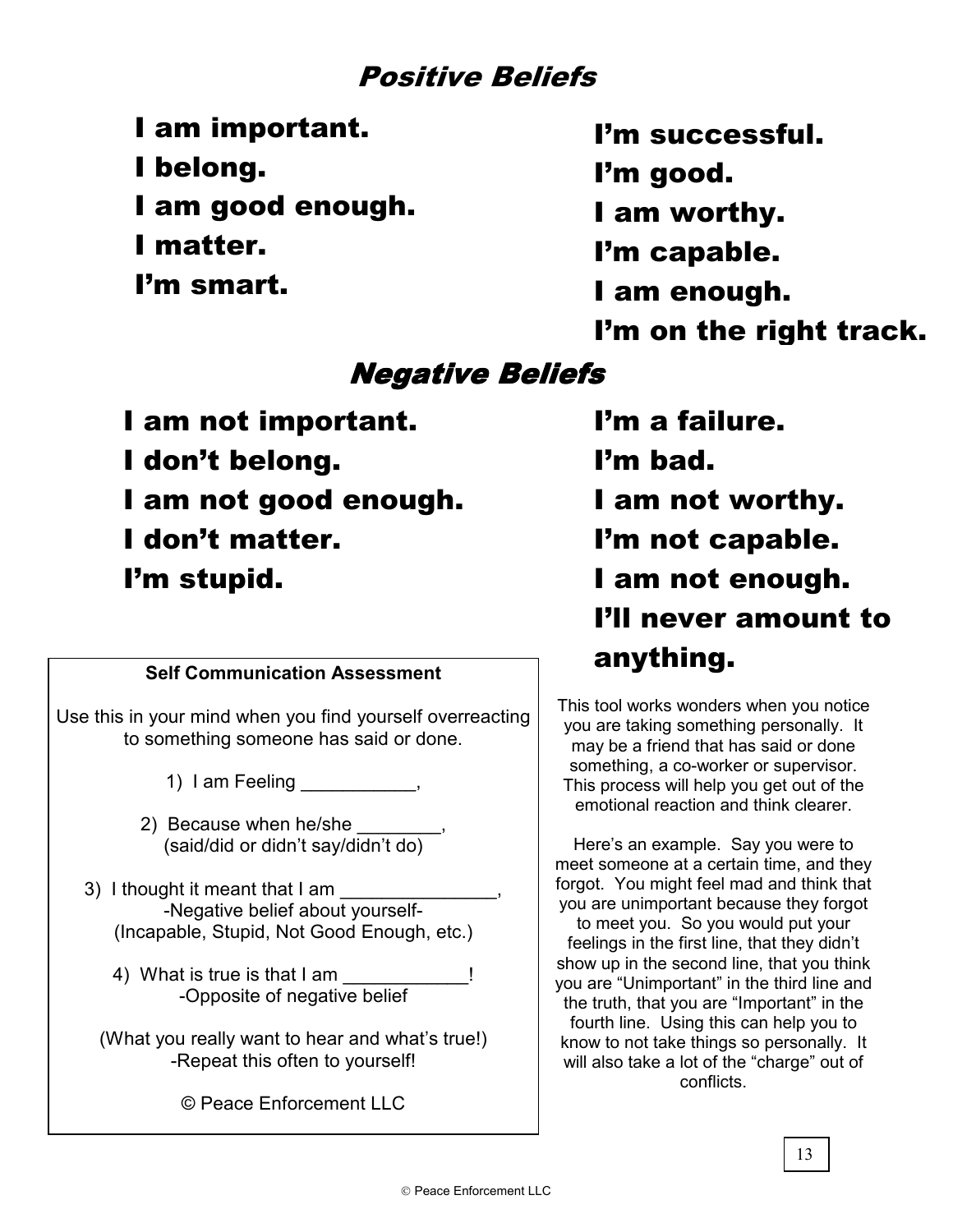# *Positive Beliefs*

I am important.

I belong.

I am good enough.

I matter.

I'm smart.

I'm successful.

I'm good.

I am worthy.

I'm capable.

I am enough.

I'm on the right track.

# *Negative Beliefs*

I am not important.

I don't belong.

I am not good enough.

I don't matter.

I'm stupid.

I'm a failure.

I'm bad.

I am not worthy.

I'm not capable.

I am not enough.

I'll never amount to anything.

**Self Communication Assessment**

Use this in your mind when you find yourself overreacting to something someone has said or done.

1) I am Feeling ___________,

2) Because when he/she ________,
(said/did or didn't say/didn't do)

3) I thought it meant that I am _______________,
-Negative belief about yourself-
(Incapable, Stupid, Not Good Enough, etc.)

4) What is true is that I am ____________!
-Opposite of negative belief

(What you really want to hear and what's true!)
-Repeat this often to yourself!

© Peace Enforcement LLC

This tool works wonders when you notice you are taking something personally. It may be a friend that has said or done something, a co-worker or supervisor. This process will help you get out of the emotional reaction and think clearer.

Here's an example. Say you were to meet someone at a certain time, and they forgot. You might feel mad and think that you are unimportant because they forgot to meet you. So you would put your feelings in the first line, that they didn't show up in the second line, that you think you are "Unimportant" in the third line and the truth, that you are "Important" in the fourth line. Using this can help you to know to not take things so personally. It will also take a lot of the "charge" out of conflicts.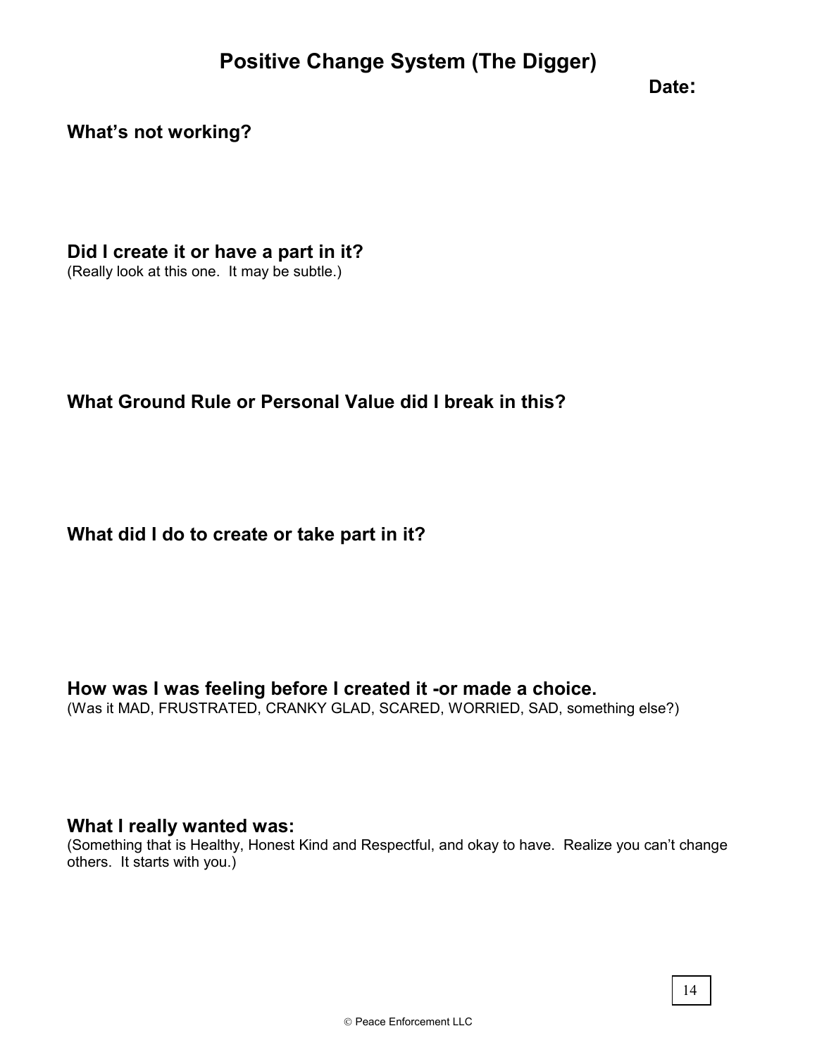# Positive Change System (The Digger)

**Date:**

## What's not working?

## Did I create it or have a part in it?

(Really look at this one. It may be subtle.)

## What Ground Rule or Personal Value did I break in this?

## What did I do to create or take part in it?

## How was I was feeling before I created it -or made a choice.

(Was it MAD, FRUSTRATED, CRANKY GLAD, SCARED, WORRIED, SAD, something else?)

## What I really wanted was:

(Something that is Healthy, Honest Kind and Respectful, and okay to have. Realize you can't change others. It starts with you.)

© Peace Enforcement LLC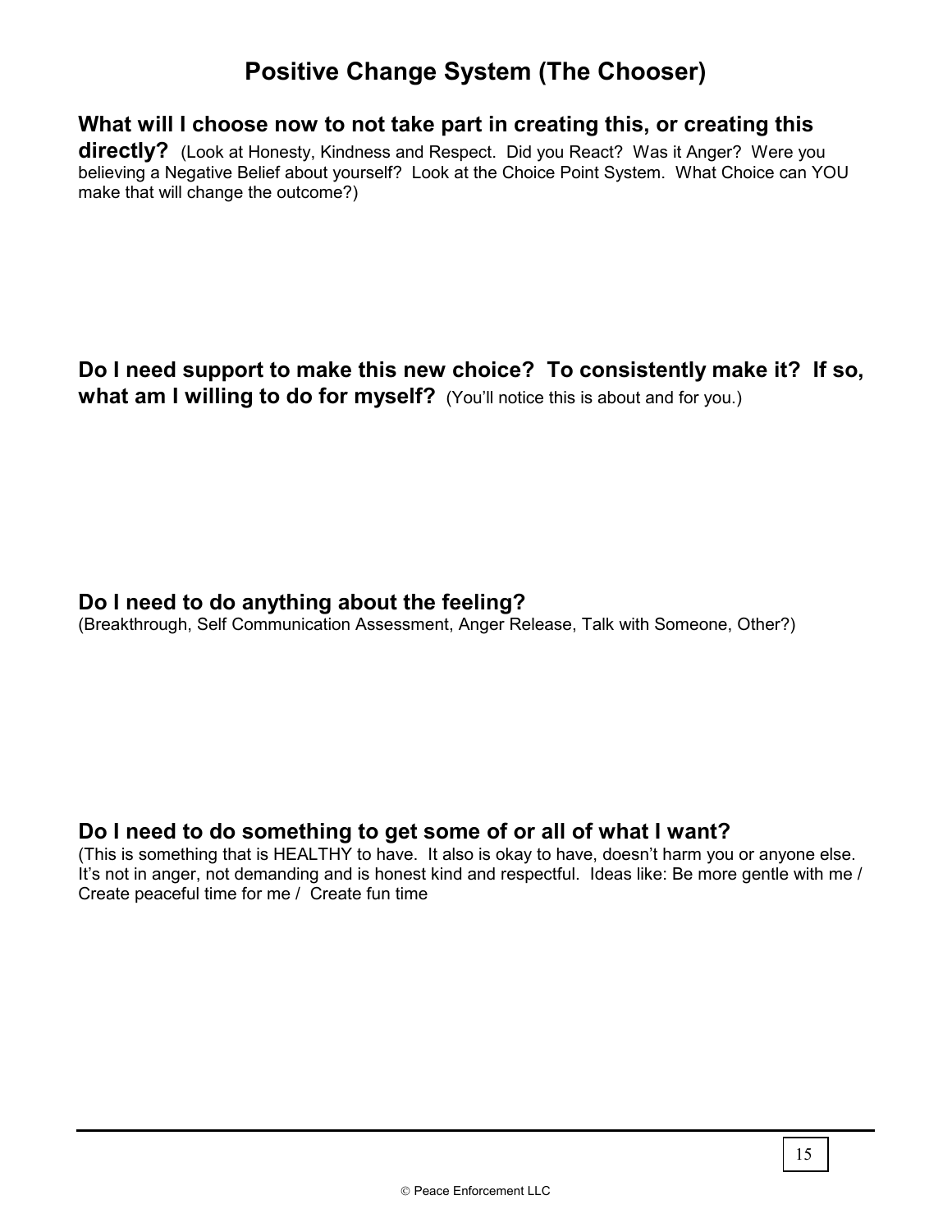# Positive Change System (The Chooser)

**What will I choose now to not take part in creating this, or creating this directly?** (Look at Honesty, Kindness and Respect. Did you React? Was it Anger? Were you believing a Negative Belief about yourself? Look at the Choice Point System. What Choice can YOU make that will change the outcome?)

**Do I need support to make this new choice? To consistently make it? If so, what am I willing to do for myself?** (You'll notice this is about and for you.)

**Do I need to do anything about the feeling?**
(Breakthrough, Self Communication Assessment, Anger Release, Talk with Someone, Other?)

**Do I need to do something to get some of or all of what I want?**
(This is something that is HEALTHY to have. It also is okay to have, doesn't harm you or anyone else. It's not in anger, not demanding and is honest kind and respectful. Ideas like: Be more gentle with me / Create peaceful time for me / Create fun time

© Peace Enforcement LLC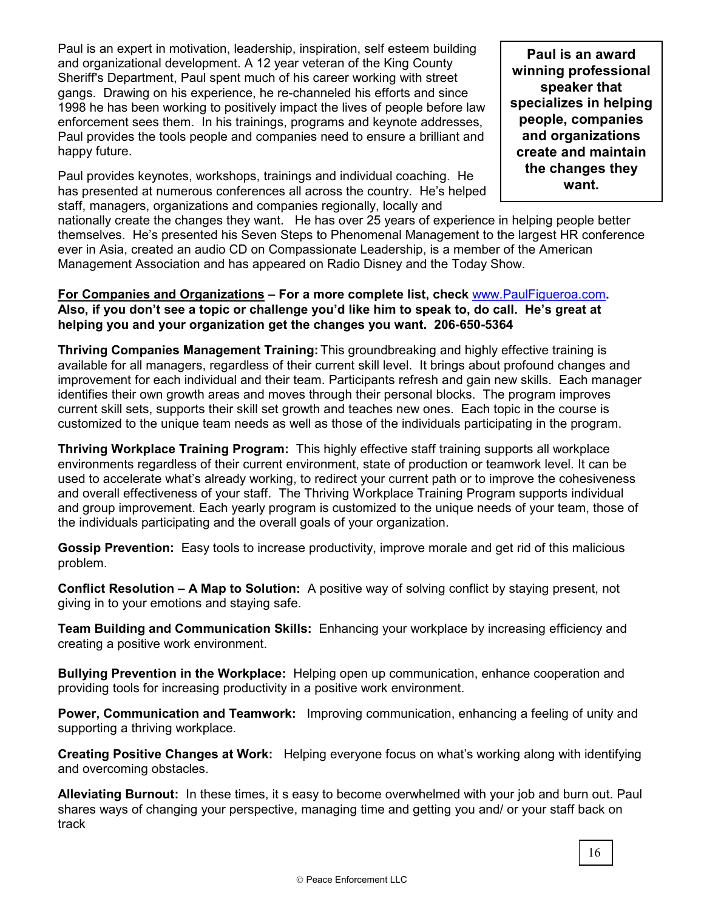Paul is an expert in motivation, leadership, inspiration, self esteem building and organizational development. A 12 year veteran of the King County Sheriff's Department, Paul spent much of his career working with street gangs. Drawing on his experience, he re-channeled his efforts and since 1998 he has been working to positively impact the lives of people before law enforcement sees them. In his trainings, programs and keynote addresses, Paul provides the tools people and companies need to ensure a brilliant and happy future.

**Paul is an award winning professional speaker that specializes in helping people, companies and organizations create and maintain the changes they want.**

Paul provides keynotes, workshops, trainings and individual coaching. He has presented at numerous conferences all across the country. He's helped staff, managers, organizations and companies regionally, locally and nationally create the changes they want. He has over 25 years of experience in helping people better themselves. He's presented his Seven Steps to Phenomenal Management to the largest HR conference ever in Asia, created an audio CD on Compassionate Leadership, is a member of the American Management Association and has appeared on Radio Disney and the Today Show.

**For Companies and Organizations – For a more complete list, check www.PaulFigueroa.com. Also, if you don't see a topic or challenge you'd like him to speak to, do call. He's great at helping you and your organization get the changes you want. 206-650-5364**

**Thriving Companies Management Training:** This groundbreaking and highly effective training is available for all managers, regardless of their current skill level. It brings about profound changes and improvement for each individual and their team. Participants refresh and gain new skills. Each manager identifies their own growth areas and moves through their personal blocks. The program improves current skill sets, supports their skill set growth and teaches new ones. Each topic in the course is customized to the unique team needs as well as those of the individuals participating in the program.

**Thriving Workplace Training Program:** This highly effective staff training supports all workplace environments regardless of their current environment, state of production or teamwork level. It can be used to accelerate what's already working, to redirect your current path or to improve the cohesiveness and overall effectiveness of your staff. The Thriving Workplace Training Program supports individual and group improvement. Each yearly program is customized to the unique needs of your team, those of the individuals participating and the overall goals of your organization.

**Gossip Prevention:** Easy tools to increase productivity, improve morale and get rid of this malicious problem.

**Conflict Resolution – A Map to Solution:** A positive way of solving conflict by staying present, not giving in to your emotions and staying safe.

**Team Building and Communication Skills:** Enhancing your workplace by increasing efficiency and creating a positive work environment.

**Bullying Prevention in the Workplace:** Helping open up communication, enhance cooperation and providing tools for increasing productivity in a positive work environment.

**Power, Communication and Teamwork:** Improving communication, enhancing a feeling of unity and supporting a thriving workplace.

**Creating Positive Changes at Work:** Helping everyone focus on what's working along with identifying and overcoming obstacles.

**Alleviating Burnout:** In these times, it s easy to become overwhelmed with your job and burn out. Paul shares ways of changing your perspective, managing time and getting you and/ or your staff back on track

© Peace Enforcement LLC